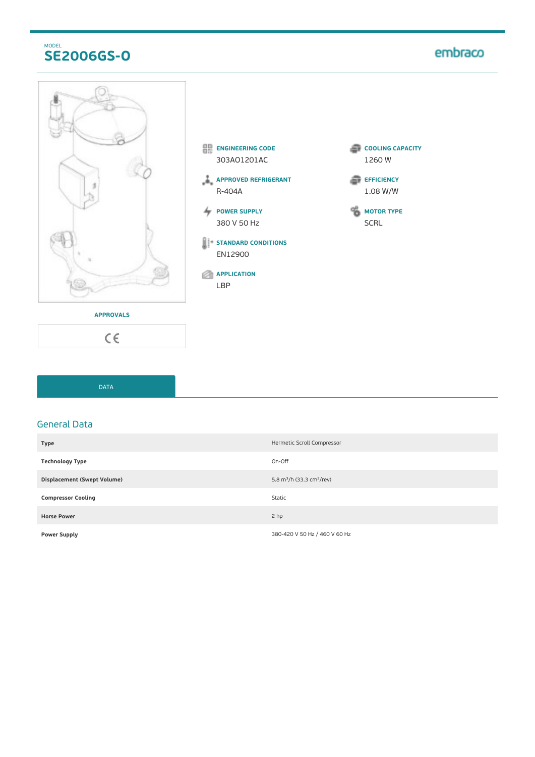MODEL

# SE2006GS-O

embraco

**ENGINEERING CODE**
303AO1201AC

**APPROVED REFRIGERANT**
R-404A

**POWER SUPPLY**
380 V 50 Hz

**STANDARD CONDITIONS**
EN12900

**APPLICATION**
LBP

**COOLING CAPACITY**
1260 W

**EFFICIENCY**
1.08 W/W

**MOTOR TYPE**
SCRL

**APPROVALS**

CE

DATA

## General Data

| | |
|---|---|
| **Type** | Hermetic Scroll Compressor |
| **Technology Type** | On-Off |
| **Displacement (Swept Volume)** | 5.8 $m^3$/h (33.3 $cm^3$/rev) |
| **Compressor Cooling** | Static |
| **Horse Power** | 2 hp |
| **Power Supply** | 380-420 V 50 Hz / 460 V 60 Hz |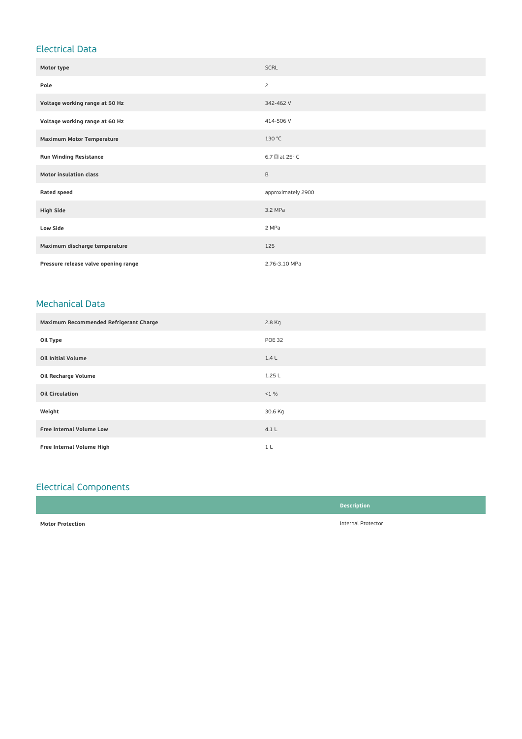## Electrical Data

| | |
|---|---|
| **Motor type** | SCRL |
| **Pole** | 2 |
| **Voltage working range at 50 Hz** | 342-462 V |
| **Voltage working range at 60 Hz** | 414-506 V |
| **Maximum Motor Temperature** | 130 °C |
| **Run Winding Resistance** | 6.7 □ at 25° C |
| **Motor insulation class** | B |
| **Rated speed** | approximately 2900 |
| **High Side** | 3.2 MPa |
| **Low Side** | 2 MPa |
| **Maximum discharge temperature** | 125 |
| **Pressure release valve opening range** | 2.76-3.10 MPa |

## Mechanical Data

| | |
|---|---|
| **Maximum Recommended Refrigerant Charge** | 2.8 Kg |
| **Oil Type** | POE 32 |
| **Oil Initial Volume** | 1.4 L |
| **Oil Recharge Volume** | 1.25 L |
| **Oil Circulation** | <1 % |
| **Weight** | 30.6 Kg |
| **Free Internal Volume Low** | 4.1 L |
| **Free Internal Volume High** | 1 L |

## Electrical Components

| | Description |
|---|---|
| **Motor Protection** | Internal Protector |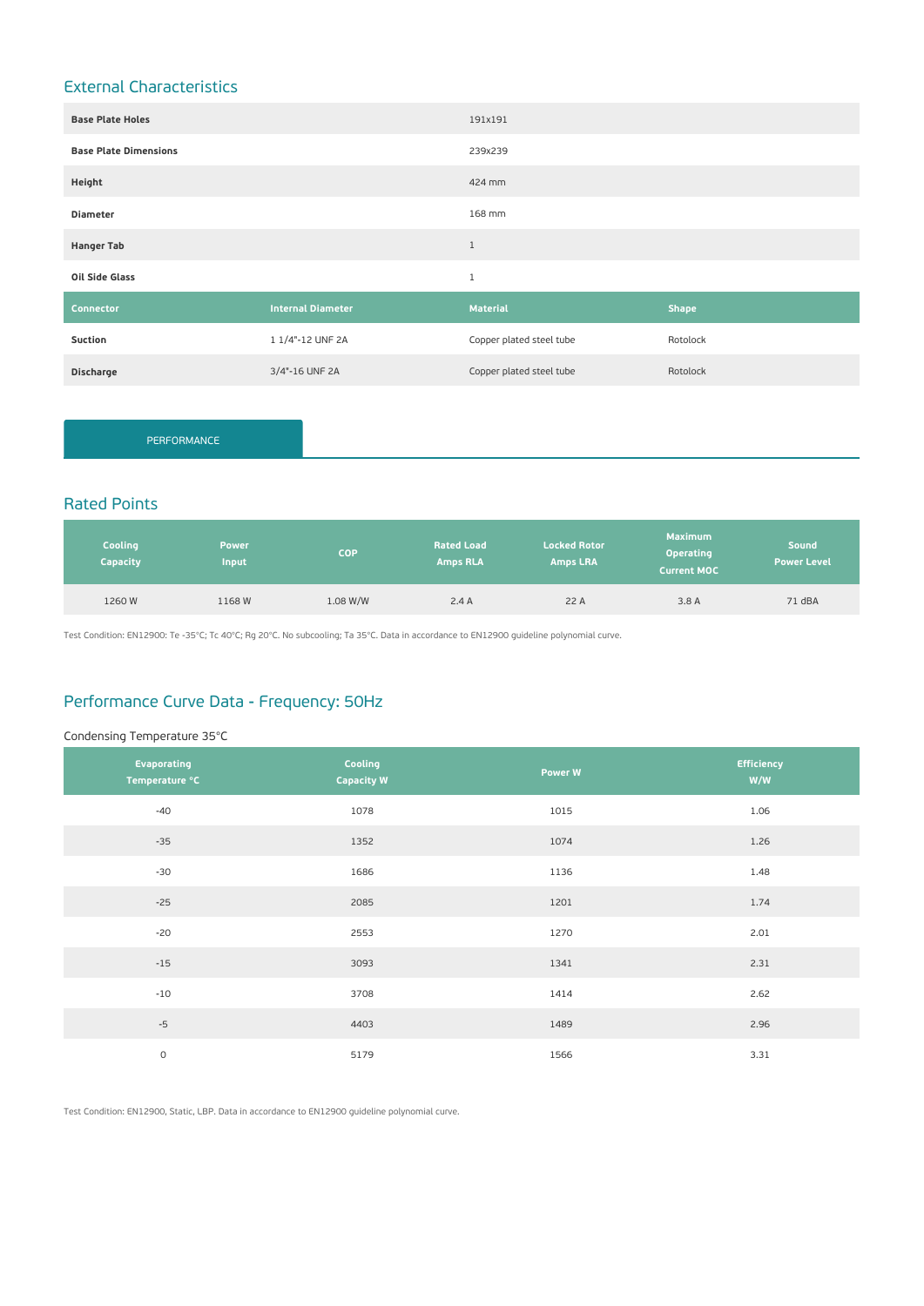## External Characteristics

| | | | |
|---|---|---|---|
| **Base Plate Holes** | | 191x191 | |
| **Base Plate Dimensions** | | 239x239 | |
| **Height** | | 424 mm | |
| **Diameter** | | 168 mm | |
| **Hanger Tab** | | 1 | |
| **Oil Side Glass** | | 1 | |
| **Connector** | **Internal Diameter** | **Material** | **Shape** |
| **Suction** | 1 1/4"-12 UNF 2A | Copper plated steel tube | Rotolock |
| **Discharge** | 3/4"-16 UNF 2A | Copper plated steel tube | Rotolock |

PERFORMANCE

## Rated Points

| Cooling Capacity | Power Input | COP | Rated Load Amps RLA | Locked Rotor Amps LRA | Maximum Operating Current MOC | Sound Power Level |
|---|---|---|---|---|---|---|
| 1260 W | 1168 W | 1.08 W/W | 2.4 A | 22 A | 3.8 A | 71 dBA |

Test Condition: EN12900: Te -35°C; Tc 40°C; Rg 20°C. No subcooling; Ta 35°C. Data in accordance to EN12900 guideline polynomial curve.

## Performance Curve Data - Frequency: 50Hz

Condensing Temperature 35°C

| Evaporating Temperature °C | Cooling Capacity W | Power W | Efficiency W/W |
|---|---|---|---|
| -40 | 1078 | 1015 | 1.06 |
| -35 | 1352 | 1074 | 1.26 |
| -30 | 1686 | 1136 | 1.48 |
| -25 | 2085 | 1201 | 1.74 |
| -20 | 2553 | 1270 | 2.01 |
| -15 | 3093 | 1341 | 2.31 |
| -10 | 3708 | 1414 | 2.62 |
| -5 | 4403 | 1489 | 2.96 |
| 0 | 5179 | 1566 | 3.31 |

Test Condition: EN12900, Static, LBP. Data in accordance to EN12900 guideline polynomial curve.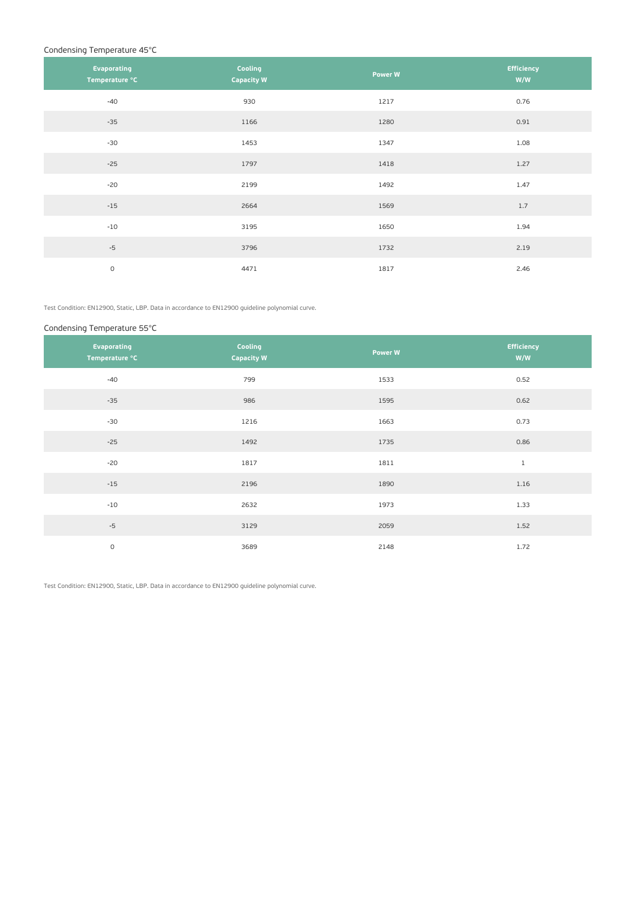## Condensing Temperature 45°C

| Evaporating Temperature °C | Cooling Capacity W | Power W | Efficiency W/W |
|---|---|---|---|
| -40 | 930 | 1217 | 0.76 |
| -35 | 1166 | 1280 | 0.91 |
| -30 | 1453 | 1347 | 1.08 |
| -25 | 1797 | 1418 | 1.27 |
| -20 | 2199 | 1492 | 1.47 |
| -15 | 2664 | 1569 | 1.7 |
| -10 | 3195 | 1650 | 1.94 |
| -5 | 3796 | 1732 | 2.19 |
| 0 | 4471 | 1817 | 2.46 |

Test Condition: EN12900, Static, LBP. Data in accordance to EN12900 guideline polynomial curve.

## Condensing Temperature 55°C

| Evaporating Temperature °C | Cooling Capacity W | Power W | Efficiency W/W |
|---|---|---|---|
| -40 | 799 | 1533 | 0.52 |
| -35 | 986 | 1595 | 0.62 |
| -30 | 1216 | 1663 | 0.73 |
| -25 | 1492 | 1735 | 0.86 |
| -20 | 1817 | 1811 | 1 |
| -15 | 2196 | 1890 | 1.16 |
| -10 | 2632 | 1973 | 1.33 |
| -5 | 3129 | 2059 | 1.52 |
| 0 | 3689 | 2148 | 1.72 |

Test Condition: EN12900, Static, LBP. Data in accordance to EN12900 guideline polynomial curve.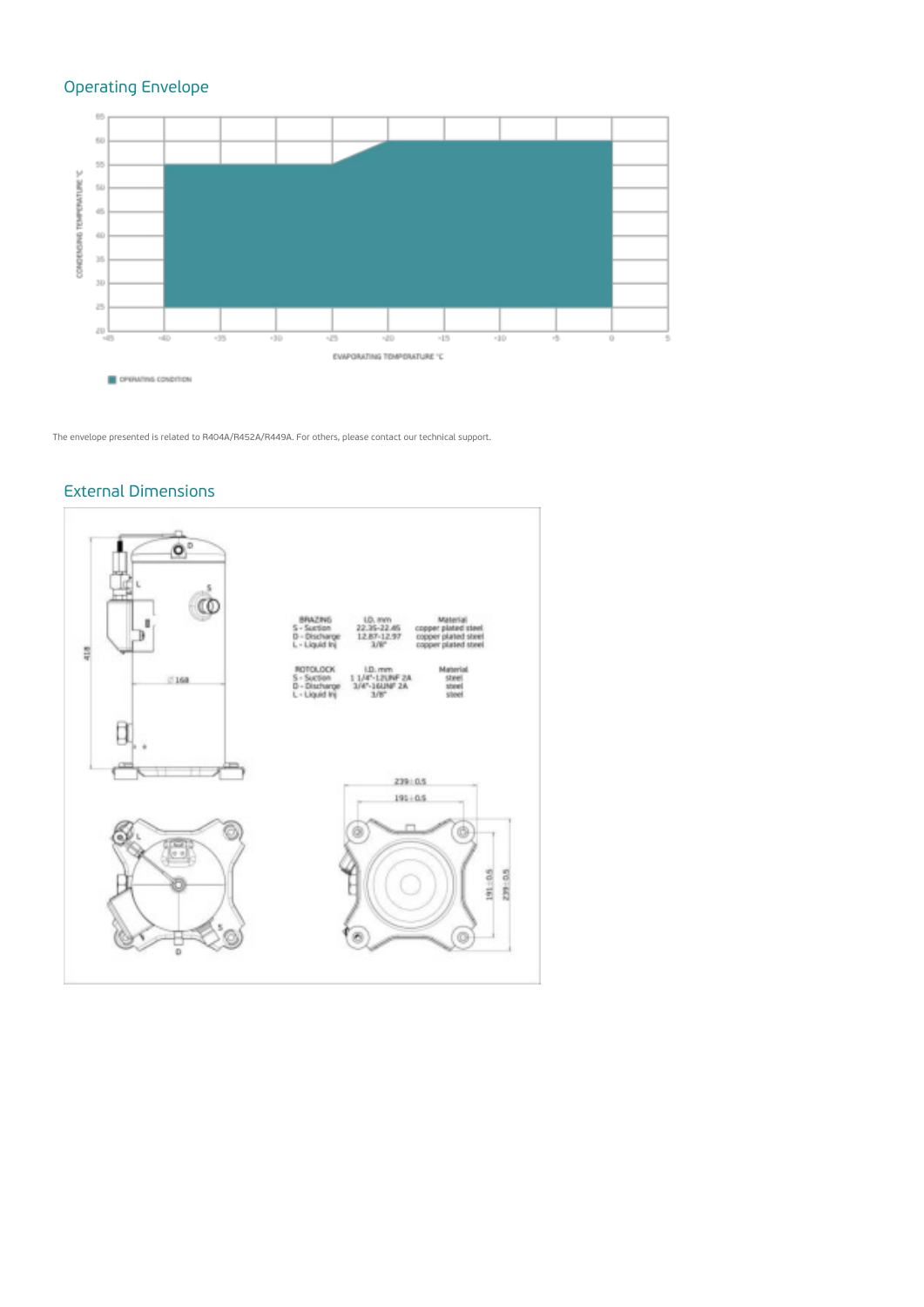## Operating Envelope

The envelope presented is related to R404A/R452A/R449A. For others, please contact our technical support.

## External Dimensions

| BRAZING | I.D. mm | Material |
|---|---|---|
| S - Suction | 22.35-22.45 | copper plated steel |
| D - Discharge | 12.87-12.97 | copper plated steel |
| L - Liquid Inj | 3/8" | copper plated steel |

| ROTOLOCK | I.D. mm | Material |
|---|---|---|
| S - Suction | 1 1/4"-12UNF 2A | steel |
| D - Discharge | 3/4"-16UNF 2A | steel |
| L - Liquid Inj | 3/8" | steel |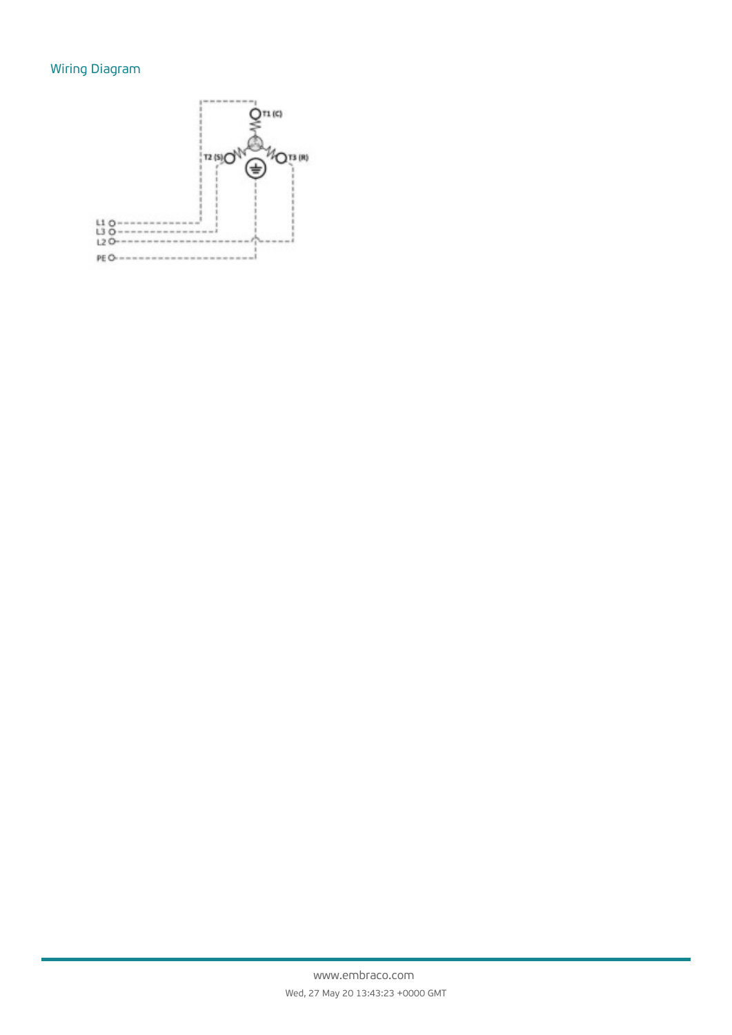## Wiring Diagram

T1 (C)
T2 (S)
T3 (R)
L1
L3
L2
PE